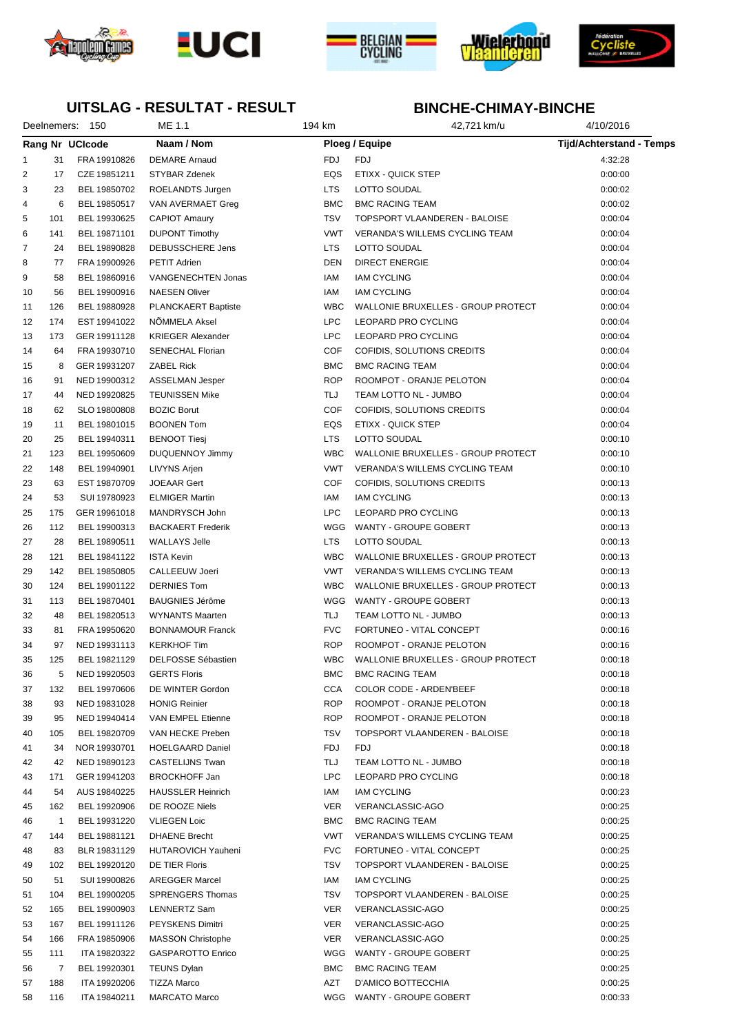# UITSLAG - RESULTAT - RESULT

# BINCHE-CHIMAY-BINCHE

Deelnemers: 150 | ME 1.1 | 194 km | 42,721 km/u | 4/10/2016

| Rang | Nr | UCIcode | Naam / Nom | Ploeg / Equipe | | Tijd/Achterstand - Temps |
|---|---|---|---|---|---|---|
| 1 | 31 | FRA 19910826 | DEMARE Arnaud | FDJ | FDJ | 4:32:28 |
| 2 | 17 | CZE 19851211 | STYBAR Zdenek | EQS | ETIXX - QUICK STEP | 0:00:00 |
| 3 | 23 | BEL 19850702 | ROELANDTS Jurgen | LTS | LOTTO SOUDAL | 0:00:02 |
| 4 | 6 | BEL 19850517 | VAN AVERMAET Greg | BMC | BMC RACING TEAM | 0:00:02 |
| 5 | 101 | BEL 19930625 | CAPIOT Amaury | TSV | TOPSPORT VLAANDEREN - BALOISE | 0:00:04 |
| 6 | 141 | BEL 19871101 | DUPONT Timothy | VWT | VERANDA'S WILLEMS CYCLING TEAM | 0:00:04 |
| 7 | 24 | BEL 19890828 | DEBUSSCHERE Jens | LTS | LOTTO SOUDAL | 0:00:04 |
| 8 | 77 | FRA 19900926 | PETIT Adrien | DEN | DIRECT ENERGIE | 0:00:04 |
| 9 | 58 | BEL 19860916 | VANGENECHTEN Jonas | IAM | IAM CYCLING | 0:00:04 |
| 10 | 56 | BEL 19900916 | NAESEN Oliver | IAM | IAM CYCLING | 0:00:04 |
| 11 | 126 | BEL 19880928 | PLANCKAERT Baptiste | WBC | WALLONIE BRUXELLES - GROUP PROTECT | 0:00:04 |
| 12 | 174 | EST 19941022 | NÕMMELA Aksel | LPC | LEOPARD PRO CYCLING | 0:00:04 |
| 13 | 173 | GER 19911128 | KRIEGER Alexander | LPC | LEOPARD PRO CYCLING | 0:00:04 |
| 14 | 64 | FRA 19930710 | SENECHAL Florian | COF | COFIDIS, SOLUTIONS CREDITS | 0:00:04 |
| 15 | 8 | GER 19931207 | ZABEL Rick | BMC | BMC RACING TEAM | 0:00:04 |
| 16 | 91 | NED 19900312 | ASSELMAN Jesper | ROP | ROOMPOT - ORANJE PELOTON | 0:00:04 |
| 17 | 44 | NED 19920825 | TEUNISSEN Mike | TLJ | TEAM LOTTO NL - JUMBO | 0:00:04 |
| 18 | 62 | SLO 19800808 | BOZIC Borut | COF | COFIDIS, SOLUTIONS CREDITS | 0:00:04 |
| 19 | 11 | BEL 19801015 | BOONEN Tom | EQS | ETIXX - QUICK STEP | 0:00:04 |
| 20 | 25 | BEL 19940311 | BENOOT Tiesj | LTS | LOTTO SOUDAL | 0:00:10 |
| 21 | 123 | BEL 19950609 | DUQUENNOY Jimmy | WBC | WALLONIE BRUXELLES - GROUP PROTECT | 0:00:10 |
| 22 | 148 | BEL 19940901 | LIVYNS Arjen | VWT | VERANDA'S WILLEMS CYCLING TEAM | 0:00:10 |
| 23 | 63 | EST 19870709 | JOEAAR Gert | COF | COFIDIS, SOLUTIONS CREDITS | 0:00:13 |
| 24 | 53 | SUI 19780923 | ELMIGER Martin | IAM | IAM CYCLING | 0:00:13 |
| 25 | 175 | GER 19961018 | MANDRYSCH John | LPC | LEOPARD PRO CYCLING | 0:00:13 |
| 26 | 112 | BEL 19900313 | BACKAERT Frederik | WGG | WANTY - GROUPE GOBERT | 0:00:13 |
| 27 | 28 | BEL 19890511 | WALLAYS Jelle | LTS | LOTTO SOUDAL | 0:00:13 |
| 28 | 121 | BEL 19841122 | ISTA Kevin | WBC | WALLONIE BRUXELLES - GROUP PROTECT | 0:00:13 |
| 29 | 142 | BEL 19850805 | CALLEEUW Joeri | VWT | VERANDA'S WILLEMS CYCLING TEAM | 0:00:13 |
| 30 | 124 | BEL 19901122 | DERNIES Tom | WBC | WALLONIE BRUXELLES - GROUP PROTECT | 0:00:13 |
| 31 | 113 | BEL 19870401 | BAUGNIES Jérôme | WGG | WANTY - GROUPE GOBERT | 0:00:13 |
| 32 | 48 | BEL 19820513 | WYNANTS Maarten | TLJ | TEAM LOTTO NL - JUMBO | 0:00:13 |
| 33 | 81 | FRA 19950620 | BONNAMOUR Franck | FVC | FORTUNEO - VITAL CONCEPT | 0:00:16 |
| 34 | 97 | NED 19931113 | KERKHOF Tim | ROP | ROOMPOT - ORANJE PELOTON | 0:00:16 |
| 35 | 125 | BEL 19821129 | DELFOSSE Sébastien | WBC | WALLONIE BRUXELLES - GROUP PROTECT | 0:00:18 |
| 36 | 5 | NED 19920503 | GERTS Floris | BMC | BMC RACING TEAM | 0:00:18 |
| 37 | 132 | BEL 19970606 | DE WINTER Gordon | CCA | COLOR CODE - ARDEN'BEEF | 0:00:18 |
| 38 | 93 | NED 19831028 | HONIG Reinier | ROP | ROOMPOT - ORANJE PELOTON | 0:00:18 |
| 39 | 95 | NED 19940414 | VAN EMPEL Etienne | ROP | ROOMPOT - ORANJE PELOTON | 0:00:18 |
| 40 | 105 | BEL 19820709 | VAN HECKE Preben | TSV | TOPSPORT VLAANDEREN - BALOISE | 0:00:18 |
| 41 | 34 | NOR 19930701 | HOELGAARD Daniel | FDJ | FDJ | 0:00:18 |
| 42 | 42 | NED 19890123 | CASTELIJNS Twan | TLJ | TEAM LOTTO NL - JUMBO | 0:00:18 |
| 43 | 171 | GER 19941203 | BROCKHOFF Jan | LPC | LEOPARD PRO CYCLING | 0:00:18 |
| 44 | 54 | AUS 19840225 | HAUSSLER Heinrich | IAM | IAM CYCLING | 0:00:23 |
| 45 | 162 | BEL 19920906 | DE ROOZE Niels | VER | VERANCLASSIC-AGO | 0:00:25 |
| 46 | 1 | BEL 19931220 | VLIEGEN Loic | BMC | BMC RACING TEAM | 0:00:25 |
| 47 | 144 | BEL 19881121 | DHAENE Brecht | VWT | VERANDA'S WILLEMS CYCLING TEAM | 0:00:25 |
| 48 | 83 | BLR 19831129 | HUTAROVICH Yauheni | FVC | FORTUNEO - VITAL CONCEPT | 0:00:25 |
| 49 | 102 | BEL 19920120 | DE TIER Floris | TSV | TOPSPORT VLAANDEREN - BALOISE | 0:00:25 |
| 50 | 51 | SUI 19900826 | AREGGER Marcel | IAM | IAM CYCLING | 0:00:25 |
| 51 | 104 | BEL 19900205 | SPRENGERS Thomas | TSV | TOPSPORT VLAANDEREN - BALOISE | 0:00:25 |
| 52 | 165 | BEL 19900903 | LENNERTZ Sam | VER | VERANCLASSIC-AGO | 0:00:25 |
| 53 | 167 | BEL 19911126 | PEYSKENS Dimitri | VER | VERANCLASSIC-AGO | 0:00:25 |
| 54 | 166 | FRA 19850906 | MASSON Christophe | VER | VERANCLASSIC-AGO | 0:00:25 |
| 55 | 111 | ITA 19820322 | GASPAROTTO Enrico | WGG | WANTY - GROUPE GOBERT | 0:00:25 |
| 56 | 7 | BEL 19920301 | TEUNS Dylan | BMC | BMC RACING TEAM | 0:00:25 |
| 57 | 188 | ITA 19920206 | TIZZA Marco | AZT | D'AMICO BOTTECCHIA | 0:00:25 |
| 58 | 116 | ITA 19840211 | MARCATO Marco | WGG | WANTY - GROUPE GOBERT | 0:00:33 |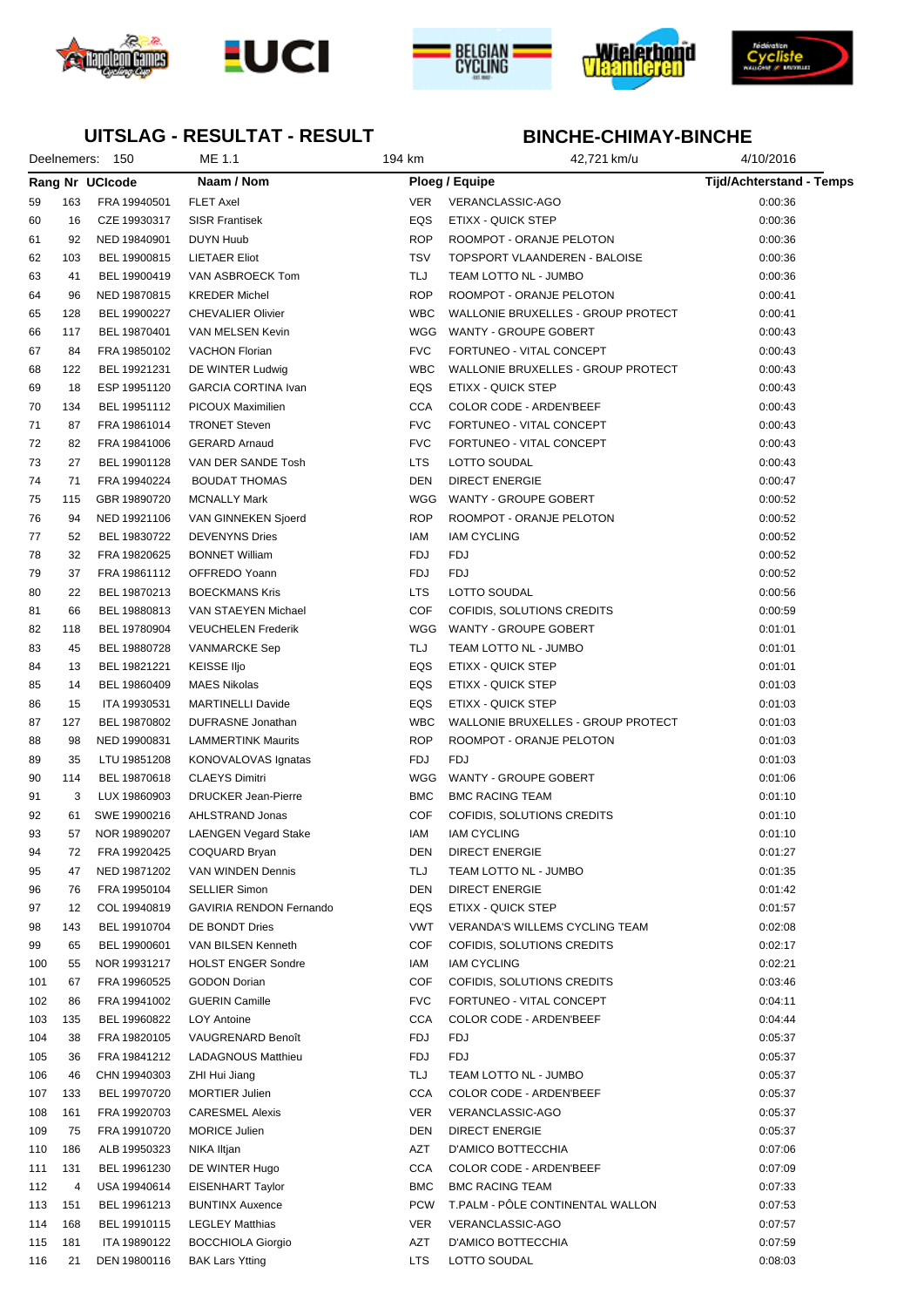## UITSLAG - RESULTAT - RESULT

## BINCHE-CHIMAY-BINCHE

Deelnemers: 150 | ME 1.1 | 194 km | 42,721 km/u | 4/10/2016

| Rang | Nr | UCIcode | Naam / Nom | Ploeg / Equipe | | Tijd/Achterstand - Temps |
|---|---|---|---|---|---|---|
| 59 | 163 | FRA 19940501 | FLET Axel | VER | VERANCLASSIC-AGO | 0:00:36 |
| 60 | 16 | CZE 19930317 | SISR Frantisek | EQS | ETIXX - QUICK STEP | 0:00:36 |
| 61 | 92 | NED 19840901 | DUYN Huub | ROP | ROOMPOT - ORANJE PELOTON | 0:00:36 |
| 62 | 103 | BEL 19900815 | LIETAER Eliot | TSV | TOPSPORT VLAANDEREN - BALOISE | 0:00:36 |
| 63 | 41 | BEL 19900419 | VAN ASBROECK Tom | TLJ | TEAM LOTTO NL - JUMBO | 0:00:36 |
| 64 | 96 | NED 19870815 | KREDER Michel | ROP | ROOMPOT - ORANJE PELOTON | 0:00:41 |
| 65 | 128 | BEL 19900227 | CHEVALIER Olivier | WBC | WALLONIE BRUXELLES - GROUP PROTECT | 0:00:41 |
| 66 | 117 | BEL 19870401 | VAN MELSEN Kevin | WGG | WANTY - GROUPE GOBERT | 0:00:43 |
| 67 | 84 | FRA 19850102 | VACHON Florian | FVC | FORTUNEO - VITAL CONCEPT | 0:00:43 |
| 68 | 122 | BEL 19921231 | DE WINTER Ludwig | WBC | WALLONIE BRUXELLES - GROUP PROTECT | 0:00:43 |
| 69 | 18 | ESP 19951120 | GARCIA CORTINA Ivan | EQS | ETIXX - QUICK STEP | 0:00:43 |
| 70 | 134 | BEL 19951112 | PICOUX Maximilien | CCA | COLOR CODE - ARDEN'BEEF | 0:00:43 |
| 71 | 87 | FRA 19861014 | TRONET Steven | FVC | FORTUNEO - VITAL CONCEPT | 0:00:43 |
| 72 | 82 | FRA 19841006 | GERARD Arnaud | FVC | FORTUNEO - VITAL CONCEPT | 0:00:43 |
| 73 | 27 | BEL 19901128 | VAN DER SANDE Tosh | LTS | LOTTO SOUDAL | 0:00:43 |
| 74 | 71 | FRA 19940224 | BOUDAT THOMAS | DEN | DIRECT ENERGIE | 0:00:47 |
| 75 | 115 | GBR 19890720 | MCNALLY Mark | WGG | WANTY - GROUPE GOBERT | 0:00:52 |
| 76 | 94 | NED 19921106 | VAN GINNEKEN Sjoerd | ROP | ROOMPOT - ORANJE PELOTON | 0:00:52 |
| 77 | 52 | BEL 19830722 | DEVENYNS Dries | IAM | IAM CYCLING | 0:00:52 |
| 78 | 32 | FRA 19820625 | BONNET William | FDJ | FDJ | 0:00:52 |
| 79 | 37 | FRA 19861112 | OFFREDO Yoann | FDJ | FDJ | 0:00:52 |
| 80 | 22 | BEL 19870213 | BOECKMANS Kris | LTS | LOTTO SOUDAL | 0:00:56 |
| 81 | 66 | BEL 19880813 | VAN STAEYEN Michael | COF | COFIDIS, SOLUTIONS CREDITS | 0:00:59 |
| 82 | 118 | BEL 19780904 | VEUCHELEN Frederik | WGG | WANTY - GROUPE GOBERT | 0:01:01 |
| 83 | 45 | BEL 19880728 | VANMARCKE Sep | TLJ | TEAM LOTTO NL - JUMBO | 0:01:01 |
| 84 | 13 | BEL 19821221 | KEISSE Iljo | EQS | ETIXX - QUICK STEP | 0:01:01 |
| 85 | 14 | BEL 19860409 | MAES Nikolas | EQS | ETIXX - QUICK STEP | 0:01:03 |
| 86 | 15 | ITA 19930531 | MARTINELLI Davide | EQS | ETIXX - QUICK STEP | 0:01:03 |
| 87 | 127 | BEL 19870802 | DUFRASNE Jonathan | WBC | WALLONIE BRUXELLES - GROUP PROTECT | 0:01:03 |
| 88 | 98 | NED 19900831 | LAMMERTINK Maurits | ROP | ROOMPOT - ORANJE PELOTON | 0:01:03 |
| 89 | 35 | LTU 19851208 | KONOVALOVAS Ignatas | FDJ | FDJ | 0:01:03 |
| 90 | 114 | BEL 19870618 | CLAEYS Dimitri | WGG | WANTY - GROUPE GOBERT | 0:01:06 |
| 91 | 3 | LUX 19860903 | DRUCKER Jean-Pierre | BMC | BMC RACING TEAM | 0:01:10 |
| 92 | 61 | SWE 19900216 | AHLSTRAND Jonas | COF | COFIDIS, SOLUTIONS CREDITS | 0:01:10 |
| 93 | 57 | NOR 19890207 | LAENGEN Vegard Stake | IAM | IAM CYCLING | 0:01:10 |
| 94 | 72 | FRA 19920425 | COQUARD Bryan | DEN | DIRECT ENERGIE | 0:01:27 |
| 95 | 47 | NED 19871202 | VAN WINDEN Dennis | TLJ | TEAM LOTTO NL - JUMBO | 0:01:35 |
| 96 | 76 | FRA 19950104 | SELLIER Simon | DEN | DIRECT ENERGIE | 0:01:42 |
| 97 | 12 | COL 19940819 | GAVIRIA RENDON Fernando | EQS | ETIXX - QUICK STEP | 0:01:57 |
| 98 | 143 | BEL 19910704 | DE BONDT Dries | VWT | VERANDA'S WILLEMS CYCLING TEAM | 0:02:08 |
| 99 | 65 | BEL 19900601 | VAN BILSEN Kenneth | COF | COFIDIS, SOLUTIONS CREDITS | 0:02:17 |
| 100 | 55 | NOR 19931217 | HOLST ENGER Sondre | IAM | IAM CYCLING | 0:02:21 |
| 101 | 67 | FRA 19960525 | GODON Dorian | COF | COFIDIS, SOLUTIONS CREDITS | 0:03:46 |
| 102 | 86 | FRA 19941002 | GUERIN Camille | FVC | FORTUNEO - VITAL CONCEPT | 0:04:11 |
| 103 | 135 | BEL 19960822 | LOY Antoine | CCA | COLOR CODE - ARDEN'BEEF | 0:04:44 |
| 104 | 38 | FRA 19820105 | VAUGRENARD Benoît | FDJ | FDJ | 0:05:37 |
| 105 | 36 | FRA 19841212 | LADAGNOUS Matthieu | FDJ | FDJ | 0:05:37 |
| 106 | 46 | CHN 19940303 | ZHI Hui Jiang | TLJ | TEAM LOTTO NL - JUMBO | 0:05:37 |
| 107 | 133 | BEL 19970720 | MORTIER Julien | CCA | COLOR CODE - ARDEN'BEEF | 0:05:37 |
| 108 | 161 | FRA 19920703 | CARESMEL Alexis | VER | VERANCLASSIC-AGO | 0:05:37 |
| 109 | 75 | FRA 19910720 | MORICE Julien | DEN | DIRECT ENERGIE | 0:05:37 |
| 110 | 186 | ALB 19950323 | NIKA Iltjan | AZT | D'AMICO BOTTECCHIA | 0:07:06 |
| 111 | 131 | BEL 19961230 | DE WINTER Hugo | CCA | COLOR CODE - ARDEN'BEEF | 0:07:09 |
| 112 | 4 | USA 19940614 | EISENHART Taylor | BMC | BMC RACING TEAM | 0:07:33 |
| 113 | 151 | BEL 19961213 | BUNTINX Auxence | PCW | T.PALM - PÔLE CONTINENTAL WALLON | 0:07:53 |
| 114 | 168 | BEL 19910115 | LEGLEY Matthias | VER | VERANCLASSIC-AGO | 0:07:57 |
| 115 | 181 | ITA 19890122 | BOCCHIOLA Giorgio | AZT | D'AMICO BOTTECCHIA | 0:07:59 |
| 116 | 21 | DEN 19800116 | BAK Lars Ytting | LTS | LOTTO SOUDAL | 0:08:03 |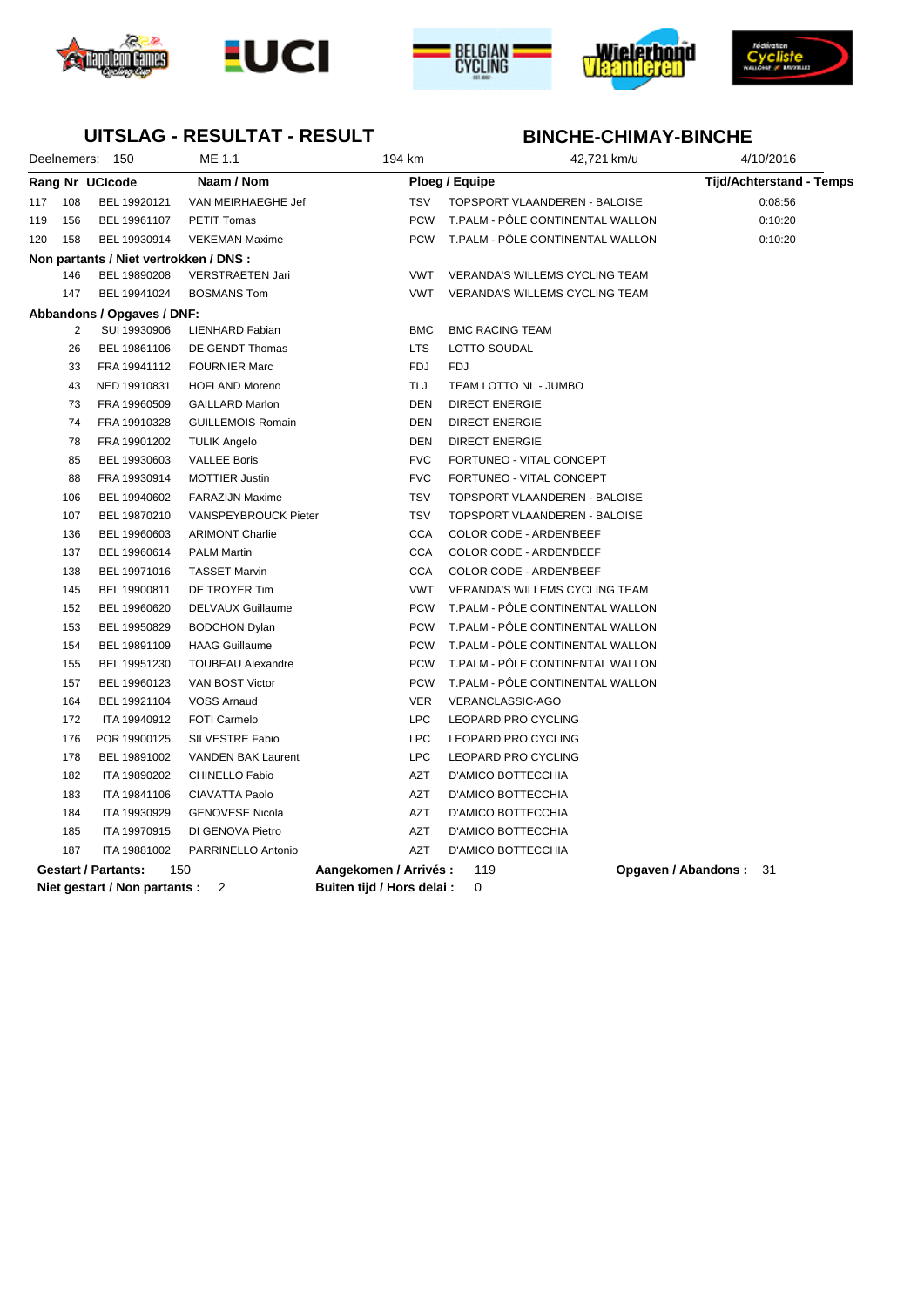# UITSLAG - RESULTAT - RESULT

# BINCHE-CHIMAY-BINCHE

Deelnemers: 150 | ME 1.1 | 194 km | 42,721 km/u | 4/10/2016

| Rang | Nr | UCIcode | Naam / Nom | Ploeg / Equipe | | Tijd/Achterstand - Temps |
|---|---|---|---|---|---|---|
| 117 | 108 | BEL 19920121 | VAN MEIRHAEGHE Jef | TSV | TOPSPORT VLAANDEREN - BALOISE | 0:08:56 |
| 119 | 156 | BEL 19961107 | PETIT Tomas | PCW | T.PALM - PÔLE CONTINENTAL WALLON | 0:10:20 |
| 120 | 158 | BEL 19930914 | VEKEMAN Maxime | PCW | T.PALM - PÔLE CONTINENTAL WALLON | 0:10:20 |

**Non partants / Niet vertrokken / DNS :**

| Nr | UCIcode | Naam / Nom | Ploeg / Equipe | |
|---|---|---|---|---|
| 146 | BEL 19890208 | VERSTRAETEN Jari | VWT | VERANDA'S WILLEMS CYCLING TEAM |
| 147 | BEL 19941024 | BOSMANS Tom | VWT | VERANDA'S WILLEMS CYCLING TEAM |

**Abbandons / Opgaves / DNF:**

| Nr | UCIcode | Naam / Nom | Ploeg / Equipe | |
|---|---|---|---|---|
| 2 | SUI 19930906 | LIENHARD Fabian | BMC | BMC RACING TEAM |
| 26 | BEL 19861106 | DE GENDT Thomas | LTS | LOTTO SOUDAL |
| 33 | FRA 19941112 | FOURNIER Marc | FDJ | FDJ |
| 43 | NED 19910831 | HOFLAND Moreno | TLJ | TEAM LOTTO NL - JUMBO |
| 73 | FRA 19960509 | GAILLARD Marlon | DEN | DIRECT ENERGIE |
| 74 | FRA 19910328 | GUILLEMOIS Romain | DEN | DIRECT ENERGIE |
| 78 | FRA 19901202 | TULIK Angelo | DEN | DIRECT ENERGIE |
| 85 | BEL 19930603 | VALLEE Boris | FVC | FORTUNEO - VITAL CONCEPT |
| 88 | FRA 19930914 | MOTTIER Justin | FVC | FORTUNEO - VITAL CONCEPT |
| 106 | BEL 19940602 | FARAZIJN Maxime | TSV | TOPSPORT VLAANDEREN - BALOISE |
| 107 | BEL 19870210 | VANSPEYBROUCK Pieter | TSV | TOPSPORT VLAANDEREN - BALOISE |
| 136 | BEL 19960603 | ARIMONT Charlie | CCA | COLOR CODE - ARDEN'BEEF |
| 137 | BEL 19960614 | PALM Martin | CCA | COLOR CODE - ARDEN'BEEF |
| 138 | BEL 19971016 | TASSET Marvin | CCA | COLOR CODE - ARDEN'BEEF |
| 145 | BEL 19900811 | DE TROYER Tim | VWT | VERANDA'S WILLEMS CYCLING TEAM |
| 152 | BEL 19960620 | DELVAUX Guillaume | PCW | T.PALM - PÔLE CONTINENTAL WALLON |
| 153 | BEL 19950829 | BODCHON Dylan | PCW | T.PALM - PÔLE CONTINENTAL WALLON |
| 154 | BEL 19891109 | HAAG Guillaume | PCW | T.PALM - PÔLE CONTINENTAL WALLON |
| 155 | BEL 19951230 | TOUBEAU Alexandre | PCW | T.PALM - PÔLE CONTINENTAL WALLON |
| 157 | BEL 19960123 | VAN BOST Victor | PCW | T.PALM - PÔLE CONTINENTAL WALLON |
| 164 | BEL 19921104 | VOSS Arnaud | VER | VERANCLASSIC-AGO |
| 172 | ITA 19940912 | FOTI Carmelo | LPC | LEOPARD PRO CYCLING |
| 176 | POR 19900125 | SILVESTRE Fabio | LPC | LEOPARD PRO CYCLING |
| 178 | BEL 19891002 | VANDEN BAK Laurent | LPC | LEOPARD PRO CYCLING |
| 182 | ITA 19890202 | CHINELLO Fabio | AZT | D'AMICO BOTTECCHIA |
| 183 | ITA 19841106 | CIAVATTA Paolo | AZT | D'AMICO BOTTECCHIA |
| 184 | ITA 19930929 | GENOVESE Nicola | AZT | D'AMICO BOTTECCHIA |
| 185 | ITA 19970915 | DI GENOVA Pietro | AZT | D'AMICO BOTTECCHIA |
| 187 | ITA 19881002 | PARRINELLO Antonio | AZT | D'AMICO BOTTECCHIA |

**Gestart / Partants:** 150 **Aangekomen / Arrivés :** 119 **Opgaven / Abandons :** 31

**Niet gestart / Non partants :** 2 **Buiten tijd / Hors delai :** 0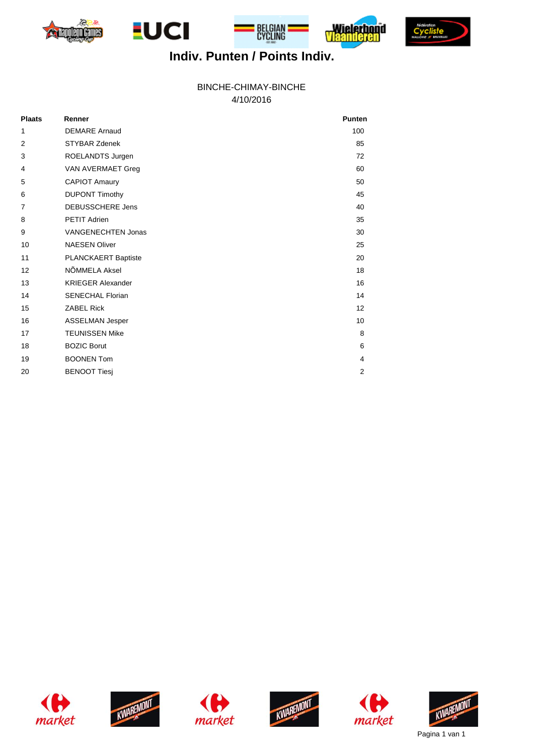# Indiv. Punten / Points Indiv.

BINCHE-CHIMAY-BINCHE
4/10/2016

| Plaats | Renner | Punten |
|---|---|---|
| 1 | DEMARE Arnaud | 100 |
| 2 | STYBAR Zdenek | 85 |
| 3 | ROELANDTS Jurgen | 72 |
| 4 | VAN AVERMAET Greg | 60 |
| 5 | CAPIOT Amaury | 50 |
| 6 | DUPONT Timothy | 45 |
| 7 | DEBUSSCHERE Jens | 40 |
| 8 | PETIT Adrien | 35 |
| 9 | VANGENECHTEN Jonas | 30 |
| 10 | NAESEN Oliver | 25 |
| 11 | PLANCKAERT Baptiste | 20 |
| 12 | NÕMMELA Aksel | 18 |
| 13 | KRIEGER Alexander | 16 |
| 14 | SENECHAL Florian | 14 |
| 15 | ZABEL Rick | 12 |
| 16 | ASSELMAN Jesper | 10 |
| 17 | TEUNISSEN Mike | 8 |
| 18 | BOZIC Borut | 6 |
| 19 | BOONEN Tom | 4 |
| 20 | BENOOT Tiesj | 2 |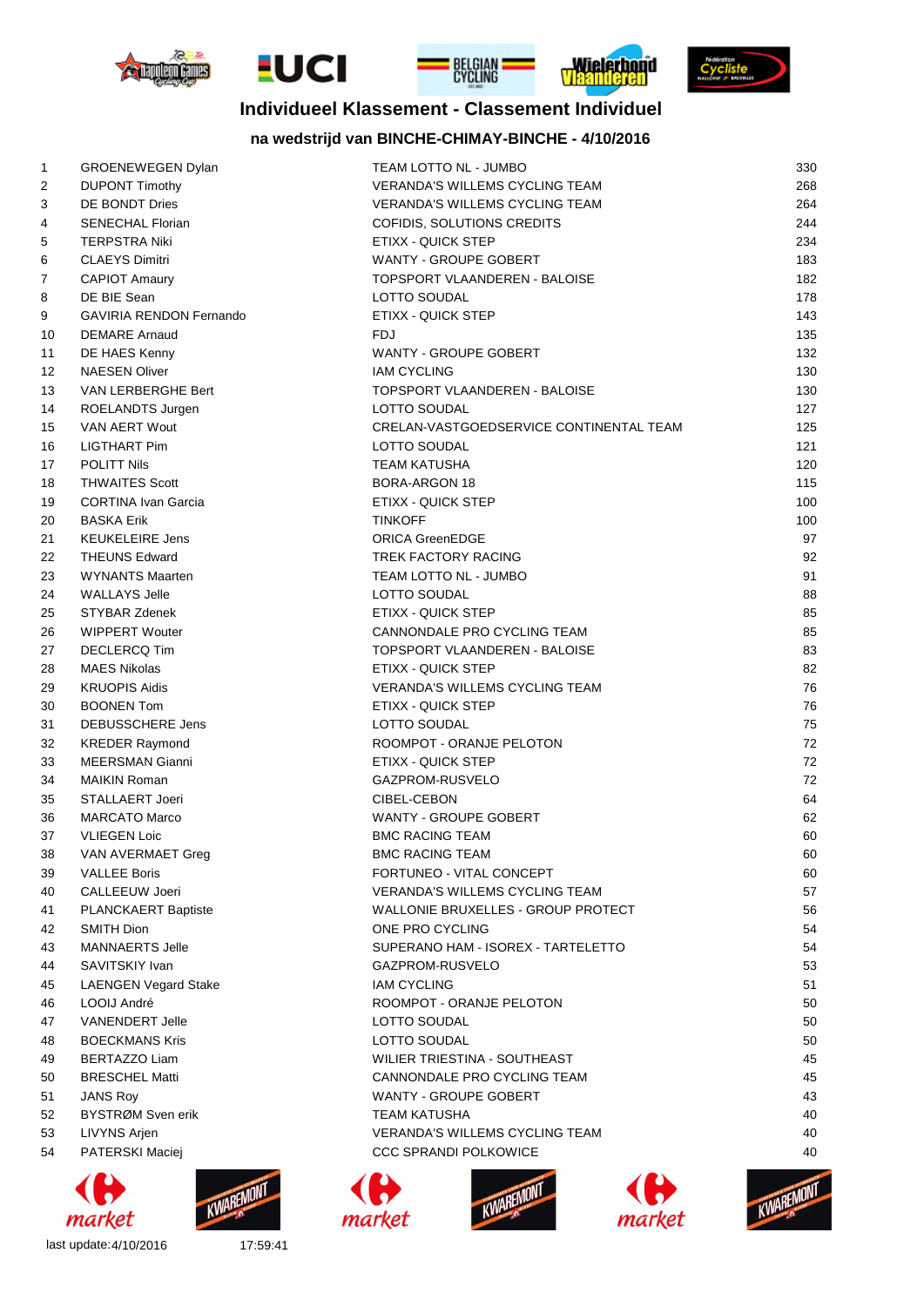# Individueel Klassement - Classement Individuel

## na wedstrijd van BINCHE-CHIMAY-BINCHE - 4/10/2016

| | | | |
|---|---|---|---|
| 1 | GROENEWEGEN Dylan | TEAM LOTTO NL - JUMBO | 330 |
| 2 | DUPONT Timothy | VERANDA'S WILLEMS CYCLING TEAM | 268 |
| 3 | DE BONDT Dries | VERANDA'S WILLEMS CYCLING TEAM | 264 |
| 4 | SENECHAL Florian | COFIDIS, SOLUTIONS CREDITS | 244 |
| 5 | TERPSTRA Niki | ETIXX - QUICK STEP | 234 |
| 6 | CLAEYS Dimitri | WANTY - GROUPE GOBERT | 183 |
| 7 | CAPIOT Amaury | TOPSPORT VLAANDEREN - BALOISE | 182 |
| 8 | DE BIE Sean | LOTTO SOUDAL | 178 |
| 9 | GAVIRIA RENDON Fernando | ETIXX - QUICK STEP | 143 |
| 10 | DEMARE Arnaud | FDJ | 135 |
| 11 | DE HAES Kenny | WANTY - GROUPE GOBERT | 132 |
| 12 | NAESEN Oliver | IAM CYCLING | 130 |
| 13 | VAN LERBERGHE Bert | TOPSPORT VLAANDEREN - BALOISE | 130 |
| 14 | ROELANDTS Jurgen | LOTTO SOUDAL | 127 |
| 15 | VAN AERT Wout | CRELAN-VASTGOEDSERVICE CONTINENTAL TEAM | 125 |
| 16 | LIGTHART Pim | LOTTO SOUDAL | 121 |
| 17 | POLITT Nils | TEAM KATUSHA | 120 |
| 18 | THWAITES Scott | BORA-ARGON 18 | 115 |
| 19 | CORTINA Ivan Garcia | ETIXX - QUICK STEP | 100 |
| 20 | BASKA Erik | TINKOFF | 100 |
| 21 | KEUKELEIRE Jens | ORICA GreenEDGE | 97 |
| 22 | THEUNS Edward | TREK FACTORY RACING | 92 |
| 23 | WYNANTS Maarten | TEAM LOTTO NL - JUMBO | 91 |
| 24 | WALLAYS Jelle | LOTTO SOUDAL | 88 |
| 25 | STYBAR Zdenek | ETIXX - QUICK STEP | 85 |
| 26 | WIPPERT Wouter | CANNONDALE PRO CYCLING TEAM | 85 |
| 27 | DECLERCQ Tim | TOPSPORT VLAANDEREN - BALOISE | 83 |
| 28 | MAES Nikolas | ETIXX - QUICK STEP | 82 |
| 29 | KRUOPIS Aidis | VERANDA'S WILLEMS CYCLING TEAM | 76 |
| 30 | BOONEN Tom | ETIXX - QUICK STEP | 76 |
| 31 | DEBUSSCHERE Jens | LOTTO SOUDAL | 75 |
| 32 | KREDER Raymond | ROOMPOT - ORANJE PELOTON | 72 |
| 33 | MEERSMAN Gianni | ETIXX - QUICK STEP | 72 |
| 34 | MAIKIN Roman | GAZPROM-RUSVELO | 72 |
| 35 | STALLAERT Joeri | CIBEL-CEBON | 64 |
| 36 | MARCATO Marco | WANTY - GROUPE GOBERT | 62 |
| 37 | VLIEGEN Loic | BMC RACING TEAM | 60 |
| 38 | VAN AVERMAET Greg | BMC RACING TEAM | 60 |
| 39 | VALLEE Boris | FORTUNEO - VITAL CONCEPT | 60 |
| 40 | CALLEEUW Joeri | VERANDA'S WILLEMS CYCLING TEAM | 57 |
| 41 | PLANCKAERT Baptiste | WALLONIE BRUXELLES - GROUP PROTECT | 56 |
| 42 | SMITH Dion | ONE PRO CYCLING | 54 |
| 43 | MANNAERTS Jelle | SUPERANO HAM - ISOREX - TARTELETTO | 54 |
| 44 | SAVITSKIY Ivan | GAZPROM-RUSVELO | 53 |
| 45 | LAENGEN Vegard Stake | IAM CYCLING | 51 |
| 46 | LOOIJ André | ROOMPOT - ORANJE PELOTON | 50 |
| 47 | VANENDERT Jelle | LOTTO SOUDAL | 50 |
| 48 | BOECKMANS Kris | LOTTO SOUDAL | 50 |
| 49 | BERTAZZO Liam | WILIER TRIESTINA - SOUTHEAST | 45 |
| 50 | BRESCHEL Matti | CANNONDALE PRO CYCLING TEAM | 45 |
| 51 | JANS Roy | WANTY - GROUPE GOBERT | 43 |
| 52 | BYSTRØM Sven erik | TEAM KATUSHA | 40 |
| 53 | LIVYNS Arjen | VERANDA'S WILLEMS CYCLING TEAM | 40 |
| 54 | PATERSKI Maciej | CCC SPRANDI POLKOWICE | 40 |

last update:4/10/2016 17:59:41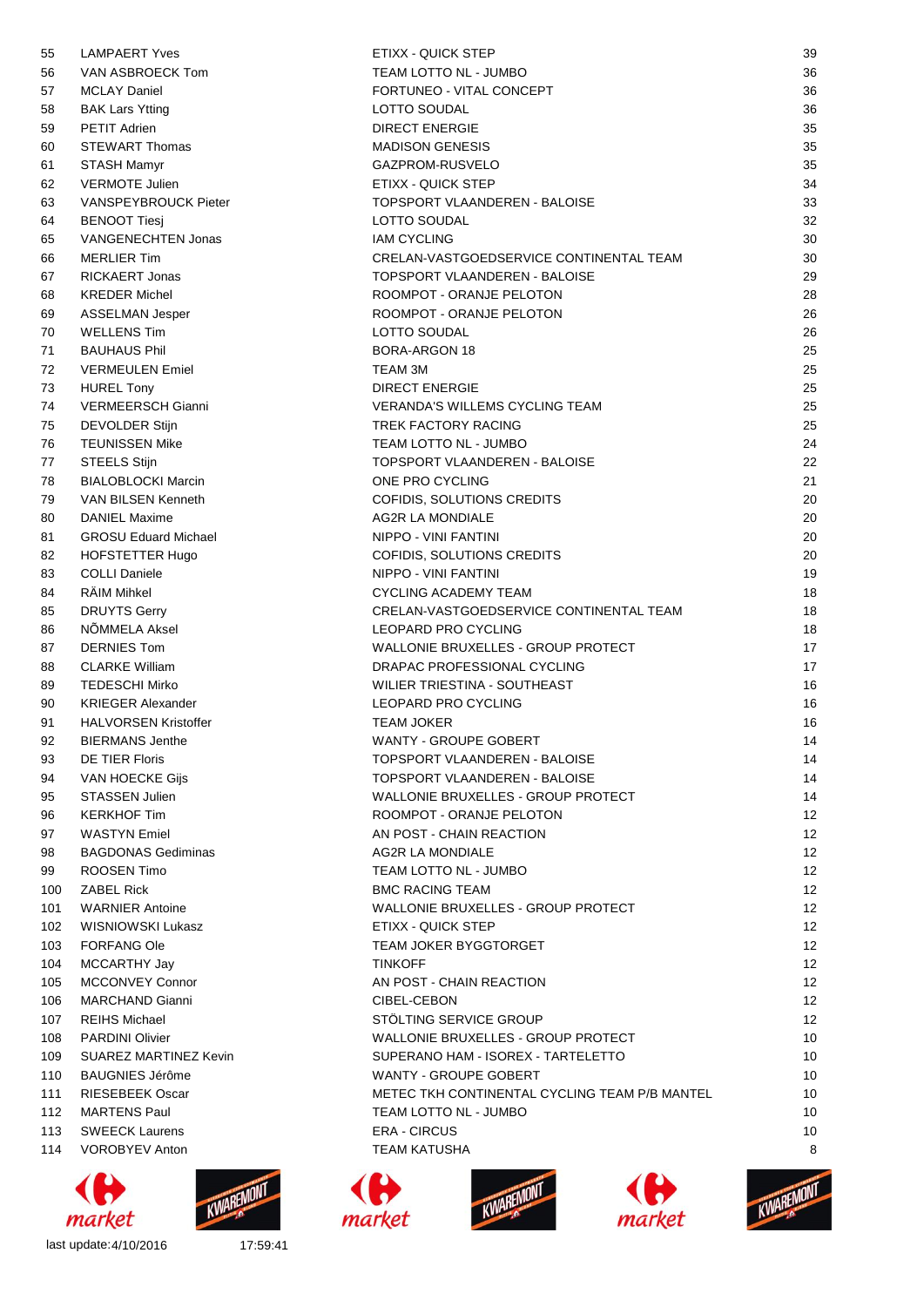| | | | |
|---|---|---|---|
| 55 | LAMPAERT Yves | ETIXX - QUICK STEP | 39 |
| 56 | VAN ASBROECK Tom | TEAM LOTTO NL - JUMBO | 36 |
| 57 | MCLAY Daniel | FORTUNEO - VITAL CONCEPT | 36 |
| 58 | BAK Lars Ytting | LOTTO SOUDAL | 36 |
| 59 | PETIT Adrien | DIRECT ENERGIE | 35 |
| 60 | STEWART Thomas | MADISON GENESIS | 35 |
| 61 | STASH Mamyr | GAZPROM-RUSVELO | 35 |
| 62 | VERMOTE Julien | ETIXX - QUICK STEP | 34 |
| 63 | VANSPEYBROUCK Pieter | TOPSPORT VLAANDEREN - BALOISE | 33 |
| 64 | BENOOT Tiesj | LOTTO SOUDAL | 32 |
| 65 | VANGENECHTEN Jonas | IAM CYCLING | 30 |
| 66 | MERLIER Tim | CRELAN-VASTGOEDSERVICE CONTINENTAL TEAM | 30 |
| 67 | RICKAERT Jonas | TOPSPORT VLAANDEREN - BALOISE | 29 |
| 68 | KREDER Michel | ROOMPOT - ORANJE PELOTON | 28 |
| 69 | ASSELMAN Jesper | ROOMPOT - ORANJE PELOTON | 26 |
| 70 | WELLENS Tim | LOTTO SOUDAL | 26 |
| 71 | BAUHAUS Phil | BORA-ARGON 18 | 25 |
| 72 | VERMEULEN Emiel | TEAM 3M | 25 |
| 73 | HUREL Tony | DIRECT ENERGIE | 25 |
| 74 | VERMEERSCH Gianni | VERANDA'S WILLEMS CYCLING TEAM | 25 |
| 75 | DEVOLDER Stijn | TREK FACTORY RACING | 25 |
| 76 | TEUNISSEN Mike | TEAM LOTTO NL - JUMBO | 24 |
| 77 | STEELS Stijn | TOPSPORT VLAANDEREN - BALOISE | 22 |
| 78 | BIALOBLOCKI Marcin | ONE PRO CYCLING | 21 |
| 79 | VAN BILSEN Kenneth | COFIDIS, SOLUTIONS CREDITS | 20 |
| 80 | DANIEL Maxime | AG2R LA MONDIALE | 20 |
| 81 | GROSU Eduard Michael | NIPPO - VINI FANTINI | 20 |
| 82 | HOFSTETTER Hugo | COFIDIS, SOLUTIONS CREDITS | 20 |
| 83 | COLLI Daniele | NIPPO - VINI FANTINI | 19 |
| 84 | RÄIM Mihkel | CYCLING ACADEMY TEAM | 18 |
| 85 | DRUYTS Gerry | CRELAN-VASTGOEDSERVICE CONTINENTAL TEAM | 18 |
| 86 | NÕMMELA Aksel | LEOPARD PRO CYCLING | 18 |
| 87 | DERNIES Tom | WALLONIE BRUXELLES - GROUP PROTECT | 17 |
| 88 | CLARKE William | DRAPAC PROFESSIONAL CYCLING | 17 |
| 89 | TEDESCHI Mirko | WILIER TRIESTINA - SOUTHEAST | 16 |
| 90 | KRIEGER Alexander | LEOPARD PRO CYCLING | 16 |
| 91 | HALVORSEN Kristoffer | TEAM JOKER | 16 |
| 92 | BIERMANS Jenthe | WANTY - GROUPE GOBERT | 14 |
| 93 | DE TIER Floris | TOPSPORT VLAANDEREN - BALOISE | 14 |
| 94 | VAN HOECKE Gijs | TOPSPORT VLAANDEREN - BALOISE | 14 |
| 95 | STASSEN Julien | WALLONIE BRUXELLES - GROUP PROTECT | 14 |
| 96 | KERKHOF Tim | ROOMPOT - ORANJE PELOTON | 12 |
| 97 | WASTYN Emiel | AN POST - CHAIN REACTION | 12 |
| 98 | BAGDONAS Gediminas | AG2R LA MONDIALE | 12 |
| 99 | ROOSEN Timo | TEAM LOTTO NL - JUMBO | 12 |
| 100 | ZABEL Rick | BMC RACING TEAM | 12 |
| 101 | WARNIER Antoine | WALLONIE BRUXELLES - GROUP PROTECT | 12 |
| 102 | WISNIOWSKI Lukasz | ETIXX - QUICK STEP | 12 |
| 103 | FORFANG Ole | TEAM JOKER BYGGTORGET | 12 |
| 104 | MCCARTHY Jay | TINKOFF | 12 |
| 105 | MCCONVEY Connor | AN POST - CHAIN REACTION | 12 |
| 106 | MARCHAND Gianni | CIBEL-CEBON | 12 |
| 107 | REIHS Michael | STÖLTING SERVICE GROUP | 12 |
| 108 | PARDINI Olivier | WALLONIE BRUXELLES - GROUP PROTECT | 10 |
| 109 | SUAREZ MARTINEZ Kevin | SUPERANO HAM - ISOREX - TARTELETTO | 10 |
| 110 | BAUGNIES Jérôme | WANTY - GROUPE GOBERT | 10 |
| 111 | RIESEBEEK Oscar | METEC TKH CONTINENTAL CYCLING TEAM P/B MANTEL | 10 |
| 112 | MARTENS Paul | TEAM LOTTO NL - JUMBO | 10 |
| 113 | SWEECK Laurens | ERA - CIRCUS | 10 |
| 114 | VOROBYEV Anton | TEAM KATUSHA | 8 |

last update:4/10/2016 17:59:41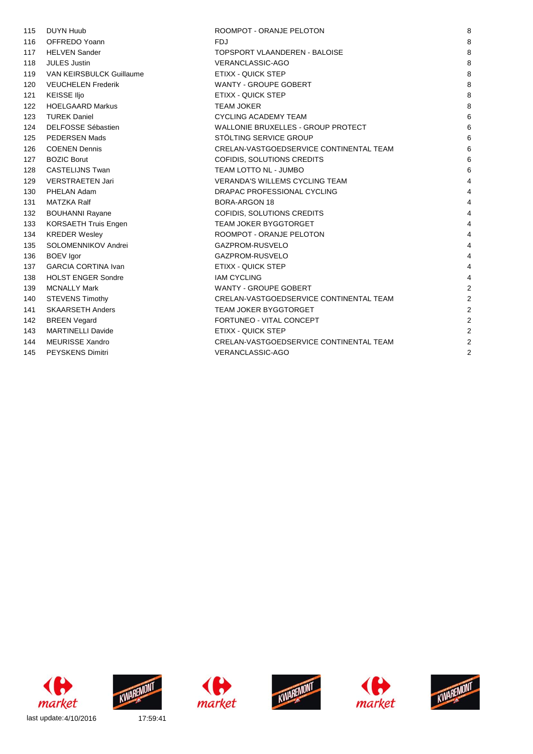| | | | |
|---|---|---|---|
| 115 | DUYN Huub | ROOMPOT - ORANJE PELOTON | 8 |
| 116 | OFFREDO Yoann | FDJ | 8 |
| 117 | HELVEN Sander | TOPSPORT VLAANDEREN - BALOISE | 8 |
| 118 | JULES Justin | VERANCLASSIC-AGO | 8 |
| 119 | VAN KEIRSBULCK Guillaume | ETIXX - QUICK STEP | 8 |
| 120 | VEUCHELEN Frederik | WANTY - GROUPE GOBERT | 8 |
| 121 | KEISSE Iljo | ETIXX - QUICK STEP | 8 |
| 122 | HOELGAARD Markus | TEAM JOKER | 8 |
| 123 | TUREK Daniel | CYCLING ACADEMY TEAM | 6 |
| 124 | DELFOSSE Sébastien | WALLONIE BRUXELLES - GROUP PROTECT | 6 |
| 125 | PEDERSEN Mads | STÖLTING SERVICE GROUP | 6 |
| 126 | COENEN Dennis | CRELAN-VASTGOEDSERVICE CONTINENTAL TEAM | 6 |
| 127 | BOZIC Borut | COFIDIS, SOLUTIONS CREDITS | 6 |
| 128 | CASTELIJNS Twan | TEAM LOTTO NL - JUMBO | 6 |
| 129 | VERSTRAETEN Jari | VERANDA'S WILLEMS CYCLING TEAM | 4 |
| 130 | PHELAN Adam | DRAPAC PROFESSIONAL CYCLING | 4 |
| 131 | MATZKA Ralf | BORA-ARGON 18 | 4 |
| 132 | BOUHANNI Rayane | COFIDIS, SOLUTIONS CREDITS | 4 |
| 133 | KORSAETH Truis Engen | TEAM JOKER BYGGTORGET | 4 |
| 134 | KREDER Wesley | ROOMPOT - ORANJE PELOTON | 4 |
| 135 | SOLOMENNIKOV Andrei | GAZPROM-RUSVELO | 4 |
| 136 | BOEV Igor | GAZPROM-RUSVELO | 4 |
| 137 | GARCIA CORTINA Ivan | ETIXX - QUICK STEP | 4 |
| 138 | HOLST ENGER Sondre | IAM CYCLING | 4 |
| 139 | MCNALLY Mark | WANTY - GROUPE GOBERT | 2 |
| 140 | STEVENS Timothy | CRELAN-VASTGOEDSERVICE CONTINENTAL TEAM | 2 |
| 141 | SKAARSETH Anders | TEAM JOKER BYGGTORGET | 2 |
| 142 | BREEN Vegard | FORTUNEO - VITAL CONCEPT | 2 |
| 143 | MARTINELLI Davide | ETIXX - QUICK STEP | 2 |
| 144 | MEURISSE Xandro | CRELAN-VASTGOEDSERVICE CONTINENTAL TEAM | 2 |
| 145 | PEYSKENS Dimitri | VERANCLASSIC-AGO | 2 |

last update:4/10/2016 17:59:41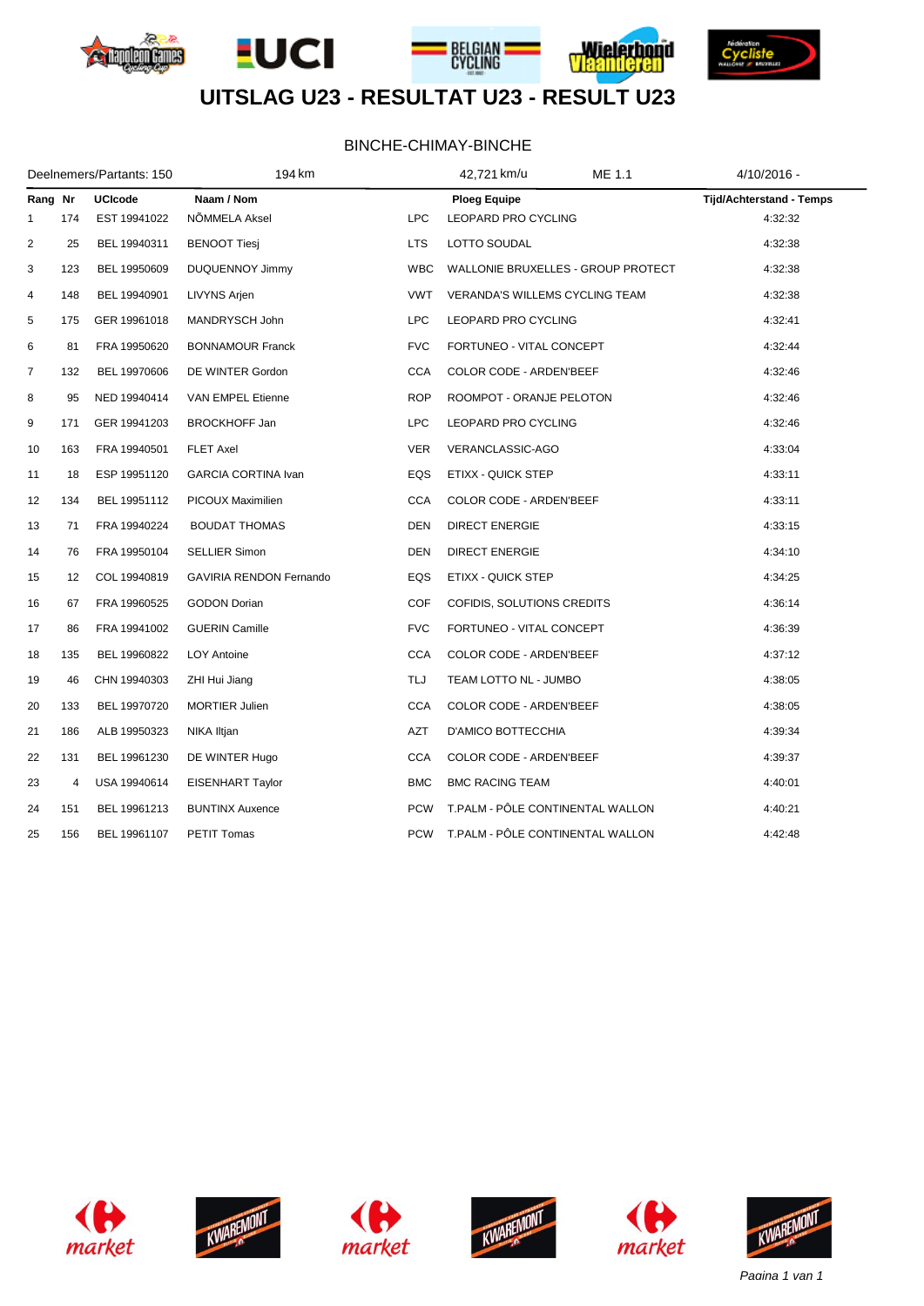# UITSLAG U23 - RESULTAT U23 - RESULT U23

BINCHE-CHIMAY-BINCHE

| Deelnemers/Partants: 150 | 194 km | 42,721 km/u | ME 1.1 | 4/10/2016 - |
|---|---|---|---|---|

| Rang | Nr | UCIcode | Naam / Nom | | Ploeg Equipe | Tijd/Achterstand - Temps |
|---|---|---|---|---|---|---|
| 1 | 174 | EST 19941022 | NÕMMELA Aksel | LPC | LEOPARD PRO CYCLING | 4:32:32 |
| 2 | 25 | BEL 19940311 | BENOOT Tiesj | LTS | LOTTO SOUDAL | 4:32:38 |
| 3 | 123 | BEL 19950609 | DUQUENNOY Jimmy | WBC | WALLONIE BRUXELLES - GROUP PROTECT | 4:32:38 |
| 4 | 148 | BEL 19940901 | LIVYNS Arjen | VWT | VERANDA'S WILLEMS CYCLING TEAM | 4:32:38 |
| 5 | 175 | GER 19961018 | MANDRYSCH John | LPC | LEOPARD PRO CYCLING | 4:32:41 |
| 6 | 81 | FRA 19950620 | BONNAMOUR Franck | FVC | FORTUNEO - VITAL CONCEPT | 4:32:44 |
| 7 | 132 | BEL 19970606 | DE WINTER Gordon | CCA | COLOR CODE - ARDEN'BEEF | 4:32:46 |
| 8 | 95 | NED 19940414 | VAN EMPEL Etienne | ROP | ROOMPOT - ORANJE PELOTON | 4:32:46 |
| 9 | 171 | GER 19941203 | BROCKHOFF Jan | LPC | LEOPARD PRO CYCLING | 4:32:46 |
| 10 | 163 | FRA 19940501 | FLET Axel | VER | VERANCLASSIC-AGO | 4:33:04 |
| 11 | 18 | ESP 19951120 | GARCIA CORTINA Ivan | EQS | ETIXX - QUICK STEP | 4:33:11 |
| 12 | 134 | BEL 19951112 | PICOUX Maximilien | CCA | COLOR CODE - ARDEN'BEEF | 4:33:11 |
| 13 | 71 | FRA 19940224 | BOUDAT THOMAS | DEN | DIRECT ENERGIE | 4:33:15 |
| 14 | 76 | FRA 19950104 | SELLIER Simon | DEN | DIRECT ENERGIE | 4:34:10 |
| 15 | 12 | COL 19940819 | GAVIRIA RENDON Fernando | EQS | ETIXX - QUICK STEP | 4:34:25 |
| 16 | 67 | FRA 19960525 | GODON Dorian | COF | COFIDIS, SOLUTIONS CREDITS | 4:36:14 |
| 17 | 86 | FRA 19941002 | GUERIN Camille | FVC | FORTUNEO - VITAL CONCEPT | 4:36:39 |
| 18 | 135 | BEL 19960822 | LOY Antoine | CCA | COLOR CODE - ARDEN'BEEF | 4:37:12 |
| 19 | 46 | CHN 19940303 | ZHI Hui Jiang | TLJ | TEAM LOTTO NL - JUMBO | 4:38:05 |
| 20 | 133 | BEL 19970720 | MORTIER Julien | CCA | COLOR CODE - ARDEN'BEEF | 4:38:05 |
| 21 | 186 | ALB 19950323 | NIKA Iltjan | AZT | D'AMICO BOTTECCHIA | 4:39:34 |
| 22 | 131 | BEL 19961230 | DE WINTER Hugo | CCA | COLOR CODE - ARDEN'BEEF | 4:39:37 |
| 23 | 4 | USA 19940614 | EISENHART Taylor | BMC | BMC RACING TEAM | 4:40:01 |
| 24 | 151 | BEL 19961213 | BUNTINX Auxence | PCW | T.PALM - PÔLE CONTINENTAL WALLON | 4:40:21 |
| 25 | 156 | BEL 19961107 | PETIT Tomas | PCW | T.PALM - PÔLE CONTINENTAL WALLON | 4:42:48 |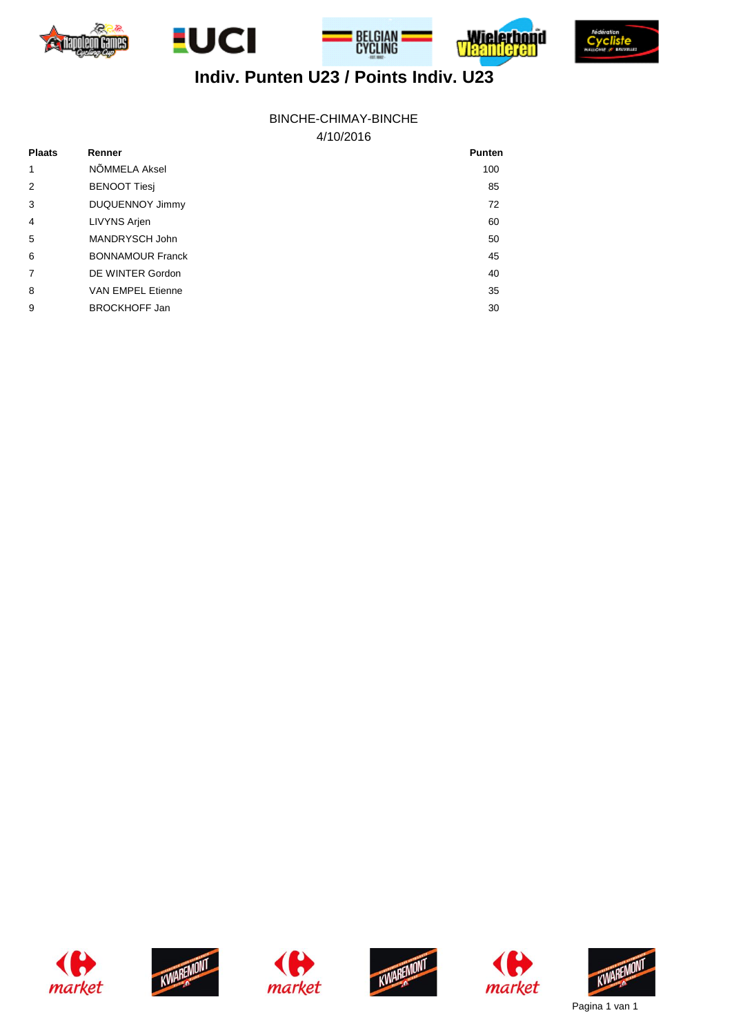# Indiv. Punten U23 / Points Indiv. U23

BINCHE-CHIMAY-BINCHE

4/10/2016

| Plaats | Renner | Punten |
|---|---|---|
| 1 | NÕMMELA Aksel | 100 |
| 2 | BENOOT Tiesj | 85 |
| 3 | DUQUENNOY Jimmy | 72 |
| 4 | LIVYNS Arjen | 60 |
| 5 | MANDRYSCH John | 50 |
| 6 | BONNAMOUR Franck | 45 |
| 7 | DE WINTER Gordon | 40 |
| 8 | VAN EMPEL Etienne | 35 |
| 9 | BROCKHOFF Jan | 30 |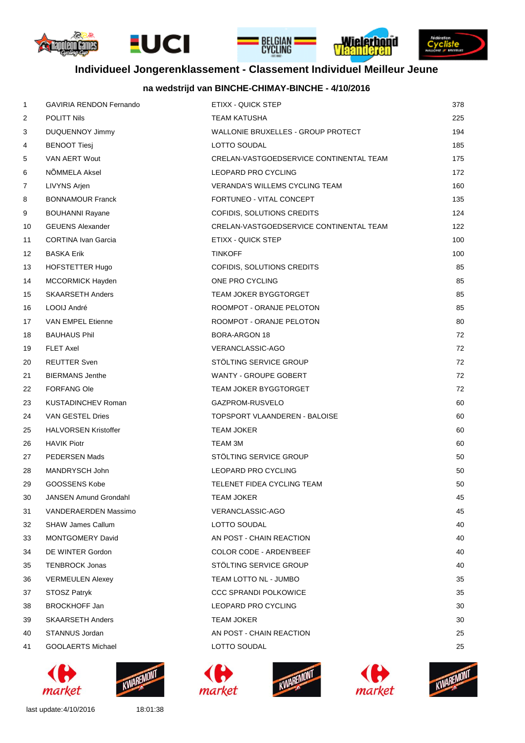# Individueel Jongerenklassement - Classement Individuel Meilleur Jeune

## na wedstrijd van BINCHE-CHIMAY-BINCHE - 4/10/2016

| | | | |
|---|---|---|---|
| 1 | GAVIRIA RENDON Fernando | ETIXX - QUICK STEP | 378 |
| 2 | POLITT Nils | TEAM KATUSHA | 225 |
| 3 | DUQUENNOY Jimmy | WALLONIE BRUXELLES - GROUP PROTECT | 194 |
| 4 | BENOOT Tiesj | LOTTO SOUDAL | 185 |
| 5 | VAN AERT Wout | CRELAN-VASTGOEDSERVICE CONTINENTAL TEAM | 175 |
| 6 | NÕMMELA Aksel | LEOPARD PRO CYCLING | 172 |
| 7 | LIVYNS Arjen | VERANDA'S WILLEMS CYCLING TEAM | 160 |
| 8 | BONNAMOUR Franck | FORTUNEO - VITAL CONCEPT | 135 |
| 9 | BOUHANNI Rayane | COFIDIS, SOLUTIONS CREDITS | 124 |
| 10 | GEUENS Alexander | CRELAN-VASTGOEDSERVICE CONTINENTAL TEAM | 122 |
| 11 | CORTINA Ivan Garcia | ETIXX - QUICK STEP | 100 |
| 12 | BASKA Erik | TINKOFF | 100 |
| 13 | HOFSTETTER Hugo | COFIDIS, SOLUTIONS CREDITS | 85 |
| 14 | MCCORMICK Hayden | ONE PRO CYCLING | 85 |
| 15 | SKAARSETH Anders | TEAM JOKER BYGGTORGET | 85 |
| 16 | LOOIJ André | ROOMPOT - ORANJE PELOTON | 85 |
| 17 | VAN EMPEL Etienne | ROOMPOT - ORANJE PELOTON | 80 |
| 18 | BAUHAUS Phil | BORA-ARGON 18 | 72 |
| 19 | FLET Axel | VERANCLASSIC-AGO | 72 |
| 20 | REUTTER Sven | STÖLTING SERVICE GROUP | 72 |
| 21 | BIERMANS Jenthe | WANTY - GROUPE GOBERT | 72 |
| 22 | FORFANG Ole | TEAM JOKER BYGGTORGET | 72 |
| 23 | KUSTADINCHEV Roman | GAZPROM-RUSVELO | 60 |
| 24 | VAN GESTEL Dries | TOPSPORT VLAANDEREN - BALOISE | 60 |
| 25 | HALVORSEN Kristoffer | TEAM JOKER | 60 |
| 26 | HAVIK Piotr | TEAM 3M | 60 |
| 27 | PEDERSEN Mads | STÖLTING SERVICE GROUP | 50 |
| 28 | MANDRYSCH John | LEOPARD PRO CYCLING | 50 |
| 29 | GOOSSENS Kobe | TELENET FIDEA CYCLING TEAM | 50 |
| 30 | JANSEN Amund Grondahl | TEAM JOKER | 45 |
| 31 | VANDERAERDEN Massimo | VERANCLASSIC-AGO | 45 |
| 32 | SHAW James Callum | LOTTO SOUDAL | 40 |
| 33 | MONTGOMERY David | AN POST - CHAIN REACTION | 40 |
| 34 | DE WINTER Gordon | COLOR CODE - ARDEN'BEEF | 40 |
| 35 | TENBROCK Jonas | STÖLTING SERVICE GROUP | 40 |
| 36 | VERMEULEN Alexey | TEAM LOTTO NL - JUMBO | 35 |
| 37 | STOSZ Patryk | CCC SPRANDI POLKOWICE | 35 |
| 38 | BROCKHOFF Jan | LEOPARD PRO CYCLING | 30 |
| 39 | SKAARSETH Anders | TEAM JOKER | 30 |
| 40 | STANNUS Jordan | AN POST - CHAIN REACTION | 25 |
| 41 | GOOLAERTS Michael | LOTTO SOUDAL | 25 |

last update:4/10/2016 18:01:38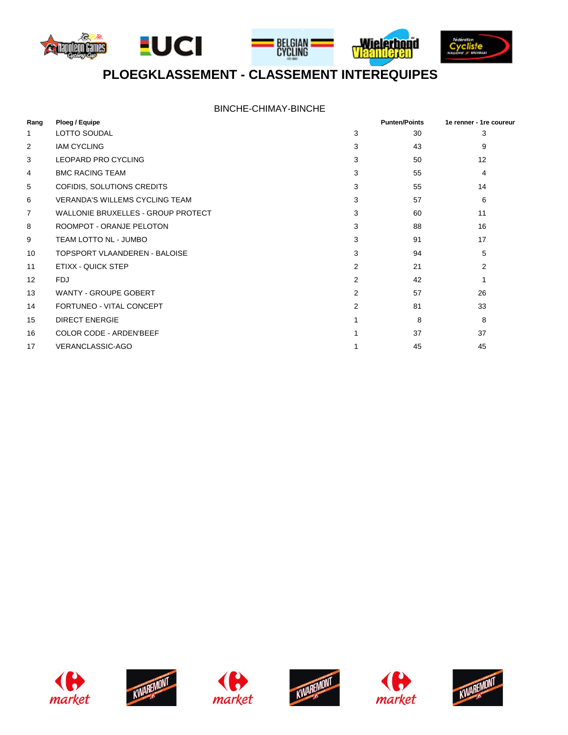# PLOEGKLASSEMENT - CLASSEMENT INTEREQUIPES

BINCHE-CHIMAY-BINCHE

| Rang | Ploeg / Equipe | | Punten/Points | 1e renner - 1re coureur |
|---|---|---|---|---|
| 1 | LOTTO SOUDAL | 3 | 30 | 3 |
| 2 | IAM CYCLING | 3 | 43 | 9 |
| 3 | LEOPARD PRO CYCLING | 3 | 50 | 12 |
| 4 | BMC RACING TEAM | 3 | 55 | 4 |
| 5 | COFIDIS, SOLUTIONS CREDITS | 3 | 55 | 14 |
| 6 | VERANDA'S WILLEMS CYCLING TEAM | 3 | 57 | 6 |
| 7 | WALLONIE BRUXELLES - GROUP PROTECT | 3 | 60 | 11 |
| 8 | ROOMPOT - ORANJE PELOTON | 3 | 88 | 16 |
| 9 | TEAM LOTTO NL - JUMBO | 3 | 91 | 17 |
| 10 | TOPSPORT VLAANDEREN - BALOISE | 3 | 94 | 5 |
| 11 | ETIXX - QUICK STEP | 2 | 21 | 2 |
| 12 | FDJ | 2 | 42 | 1 |
| 13 | WANTY - GROUPE GOBERT | 2 | 57 | 26 |
| 14 | FORTUNEO - VITAL CONCEPT | 2 | 81 | 33 |
| 15 | DIRECT ENERGIE | 1 | 8 | 8 |
| 16 | COLOR CODE - ARDEN'BEEF | 1 | 37 | 37 |
| 17 | VERANCLASSIC-AGO | 1 | 45 | 45 |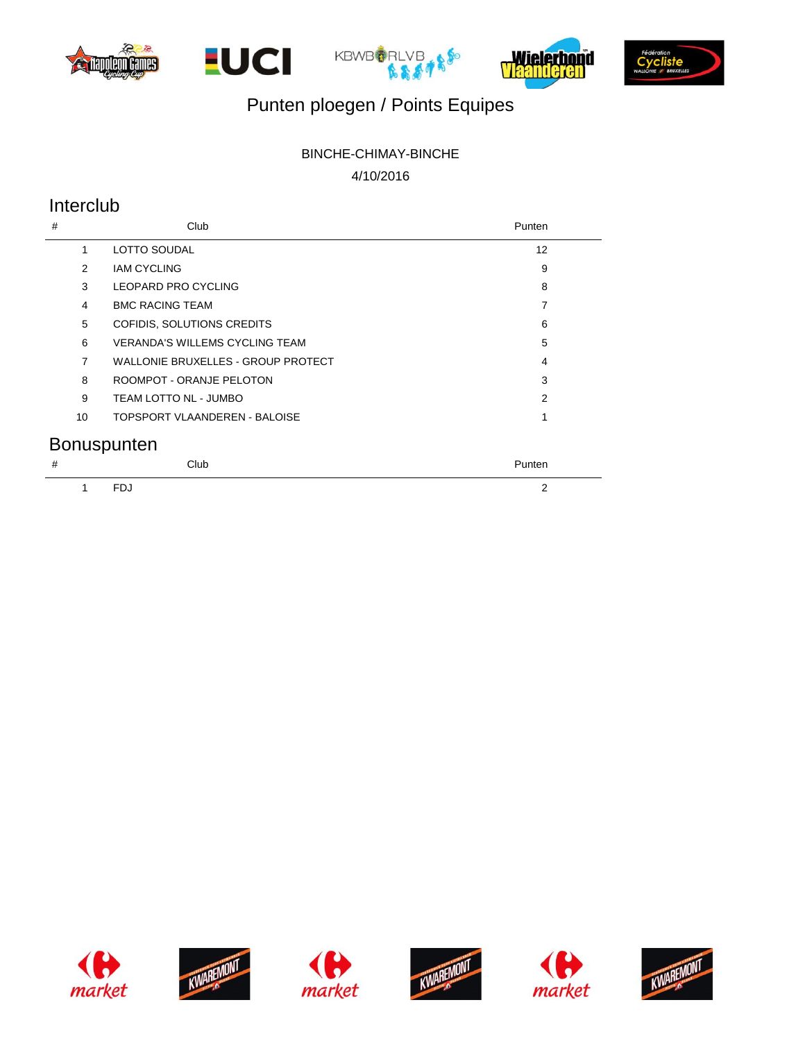# Punten ploegen / Points Equipes

BINCHE-CHIMAY-BINCHE

4/10/2016

## Interclub

| # | Club | Punten |
|---|---|---|
| 1 | LOTTO SOUDAL | 12 |
| 2 | IAM CYCLING | 9 |
| 3 | LEOPARD PRO CYCLING | 8 |
| 4 | BMC RACING TEAM | 7 |
| 5 | COFIDIS, SOLUTIONS CREDITS | 6 |
| 6 | VERANDA'S WILLEMS CYCLING TEAM | 5 |
| 7 | WALLONIE BRUXELLES - GROUP PROTECT | 4 |
| 8 | ROOMPOT - ORANJE PELOTON | 3 |
| 9 | TEAM LOTTO NL - JUMBO | 2 |
| 10 | TOPSPORT VLAANDEREN - BALOISE | 1 |

## Bonuspunten

| # | Club | Punten |
|---|---|---|
| 1 | FDJ | 2 |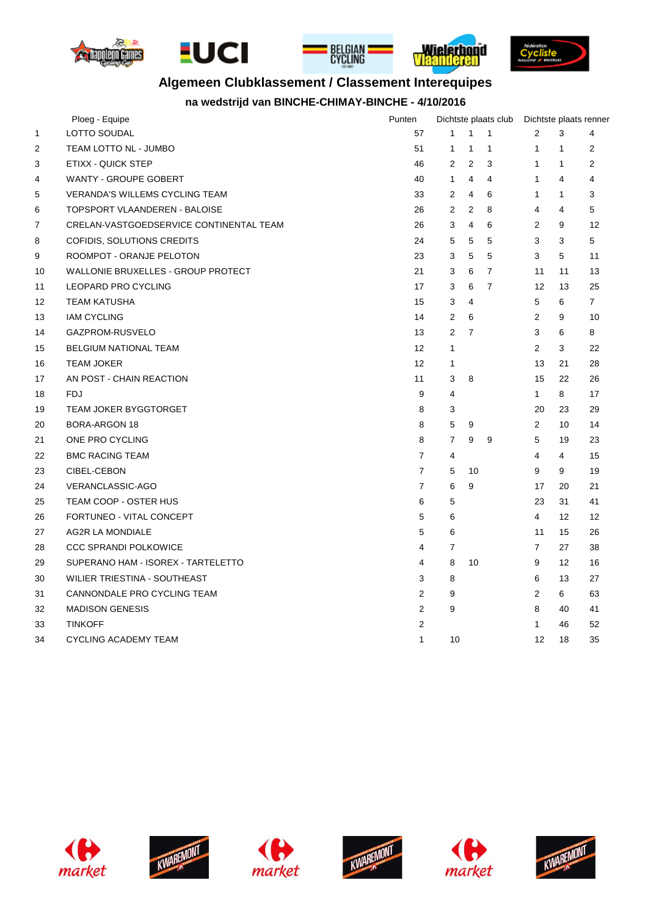## Algemeen Clubklassement / Classement Interequipes

### na wedstrijd van BINCHE-CHIMAY-BINCHE - 4/10/2016

| | Ploeg - Equipe | Punten | Dichtste plaats club | | | Dichtste plaats renner | | |
|---|---|---|---|---|---|---|---|---|
| 1 | LOTTO SOUDAL | 57 | 1 | 1 | 1 | 2 | 3 | 4 |
| 2 | TEAM LOTTO NL - JUMBO | 51 | 1 | 1 | 1 | 1 | 1 | 2 |
| 3 | ETIXX - QUICK STEP | 46 | 2 | 2 | 3 | 1 | 1 | 2 |
| 4 | WANTY - GROUPE GOBERT | 40 | 1 | 4 | 4 | 1 | 4 | 4 |
| 5 | VERANDA'S WILLEMS CYCLING TEAM | 33 | 2 | 4 | 6 | 1 | 1 | 3 |
| 6 | TOPSPORT VLAANDEREN - BALOISE | 26 | 2 | 2 | 8 | 4 | 4 | 5 |
| 7 | CRELAN-VASTGOEDSERVICE CONTINENTAL TEAM | 26 | 3 | 4 | 6 | 2 | 9 | 12 |
| 8 | COFIDIS, SOLUTIONS CREDITS | 24 | 5 | 5 | 5 | 3 | 3 | 5 |
| 9 | ROOMPOT - ORANJE PELOTON | 23 | 3 | 5 | 5 | 3 | 5 | 11 |
| 10 | WALLONIE BRUXELLES - GROUP PROTECT | 21 | 3 | 6 | 7 | 11 | 11 | 13 |
| 11 | LEOPARD PRO CYCLING | 17 | 3 | 6 | 7 | 12 | 13 | 25 |
| 12 | TEAM KATUSHA | 15 | 3 | 4 | | 5 | 6 | 7 |
| 13 | IAM CYCLING | 14 | 2 | 6 | | 2 | 9 | 10 |
| 14 | GAZPROM-RUSVELO | 13 | 2 | 7 | | 3 | 6 | 8 |
| 15 | BELGIUM NATIONAL TEAM | 12 | 1 | | | 2 | 3 | 22 |
| 16 | TEAM JOKER | 12 | 1 | | | 13 | 21 | 28 |
| 17 | AN POST - CHAIN REACTION | 11 | 3 | 8 | | 15 | 22 | 26 |
| 18 | FDJ | 9 | 4 | | | 1 | 8 | 17 |
| 19 | TEAM JOKER BYGGTORGET | 8 | 3 | | | 20 | 23 | 29 |
| 20 | BORA-ARGON 18 | 8 | 5 | 9 | | 2 | 10 | 14 |
| 21 | ONE PRO CYCLING | 8 | 7 | 9 | 9 | 5 | 19 | 23 |
| 22 | BMC RACING TEAM | 7 | 4 | | | 4 | 4 | 15 |
| 23 | CIBEL-CEBON | 7 | 5 | 10 | | 9 | 9 | 19 |
| 24 | VERANCLASSIC-AGO | 7 | 6 | 9 | | 17 | 20 | 21 |
| 25 | TEAM COOP - OSTER HUS | 6 | 5 | | | 23 | 31 | 41 |
| 26 | FORTUNEO - VITAL CONCEPT | 5 | 6 | | | 4 | 12 | 12 |
| 27 | AG2R LA MONDIALE | 5 | 6 | | | 11 | 15 | 26 |
| 28 | CCC SPRANDI POLKOWICE | 4 | 7 | | | 7 | 27 | 38 |
| 29 | SUPERANO HAM - ISOREX - TARTELETTO | 4 | 8 | 10 | | 9 | 12 | 16 |
| 30 | WILIER TRIESTINA - SOUTHEAST | 3 | 8 | | | 6 | 13 | 27 |
| 31 | CANNONDALE PRO CYCLING TEAM | 2 | 9 | | | 2 | 6 | 63 |
| 32 | MADISON GENESIS | 2 | 9 | | | 8 | 40 | 41 |
| 33 | TINKOFF | 2 | | | | 1 | 46 | 52 |
| 34 | CYCLING ACADEMY TEAM | 1 | 10 | | | 12 | 18 | 35 |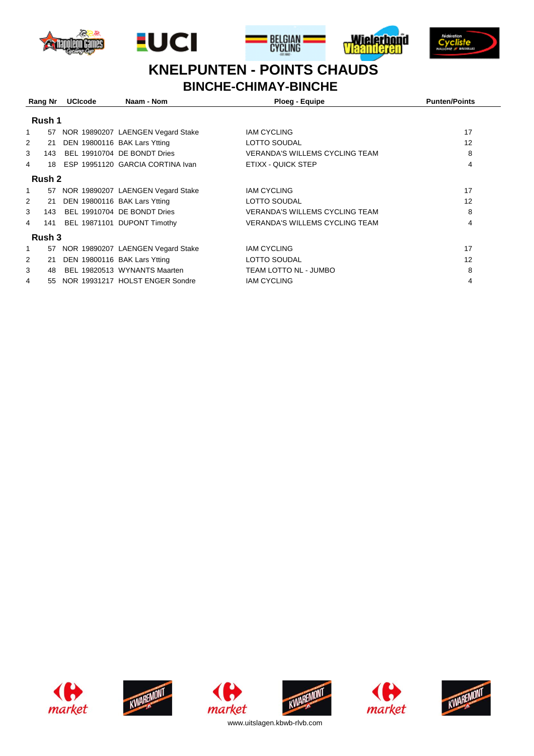# KNELPUNTEN - POINTS CHAUDS

## BINCHE-CHIMAY-BINCHE

| Rang | Nr | UCIcode | Naam - Nom | Ploeg - Equipe | Punten/Points |
|---|---|---|---|---|---|
| **Rush 1** | | | | | |
| 1 | 57 | NOR 19890207 | LAENGEN Vegard Stake | IAM CYCLING | 17 |
| 2 | 21 | DEN 19800116 | BAK Lars Ytting | LOTTO SOUDAL | 12 |
| 3 | 143 | BEL 19910704 | DE BONDT Dries | VERANDA'S WILLEMS CYCLING TEAM | 8 |
| 4 | 18 | ESP 19951120 | GARCIA CORTINA Ivan | ETIXX - QUICK STEP | 4 |
| **Rush 2** | | | | | |
| 1 | 57 | NOR 19890207 | LAENGEN Vegard Stake | IAM CYCLING | 17 |
| 2 | 21 | DEN 19800116 | BAK Lars Ytting | LOTTO SOUDAL | 12 |
| 3 | 143 | BEL 19910704 | DE BONDT Dries | VERANDA'S WILLEMS CYCLING TEAM | 8 |
| 4 | 141 | BEL 19871101 | DUPONT Timothy | VERANDA'S WILLEMS CYCLING TEAM | 4 |
| **Rush 3** | | | | | |
| 1 | 57 | NOR 19890207 | LAENGEN Vegard Stake | IAM CYCLING | 17 |
| 2 | 21 | DEN 19800116 | BAK Lars Ytting | LOTTO SOUDAL | 12 |
| 3 | 48 | BEL 19820513 | WYNANTS Maarten | TEAM LOTTO NL - JUMBO | 8 |
| 4 | 55 | NOR 19931217 | HOLST ENGER Sondre | IAM CYCLING | 4 |

www.uitslagen.kbwb-rlvb.com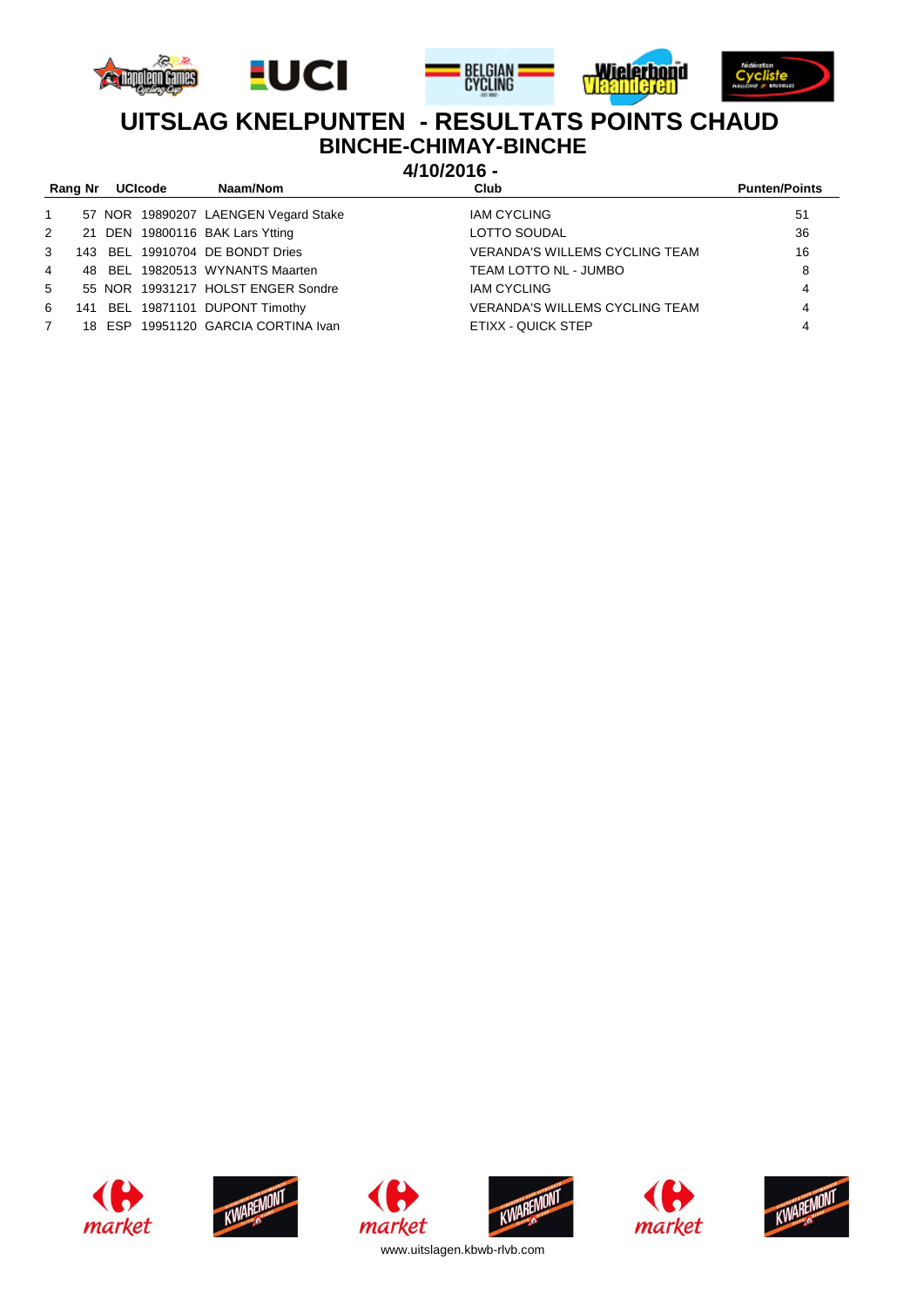# UITSLAG KNELPUNTEN - RESULTATS POINTS CHAUD

## BINCHE-CHIMAY-BINCHE

### 4/10/2016 -

| Rang | Nr | UCIcode | | Naam/Nom | Club | Punten/Points |
|---|---|---|---|---|---|---|
| 1 | 57 | NOR | 19890207 | LAENGEN Vegard Stake | IAM CYCLING | 51 |
| 2 | 21 | DEN | 19800116 | BAK Lars Ytting | LOTTO SOUDAL | 36 |
| 3 | 143 | BEL | 19910704 | DE BONDT Dries | VERANDA'S WILLEMS CYCLING TEAM | 16 |
| 4 | 48 | BEL | 19820513 | WYNANTS Maarten | TEAM LOTTO NL - JUMBO | 8 |
| 5 | 55 | NOR | 19931217 | HOLST ENGER Sondre | IAM CYCLING | 4 |
| 6 | 141 | BEL | 19871101 | DUPONT Timothy | VERANDA'S WILLEMS CYCLING TEAM | 4 |
| 7 | 18 | ESP | 19951120 | GARCIA CORTINA Ivan | ETIXX - QUICK STEP | 4 |

www.uitslagen.kbwb-rlvb.com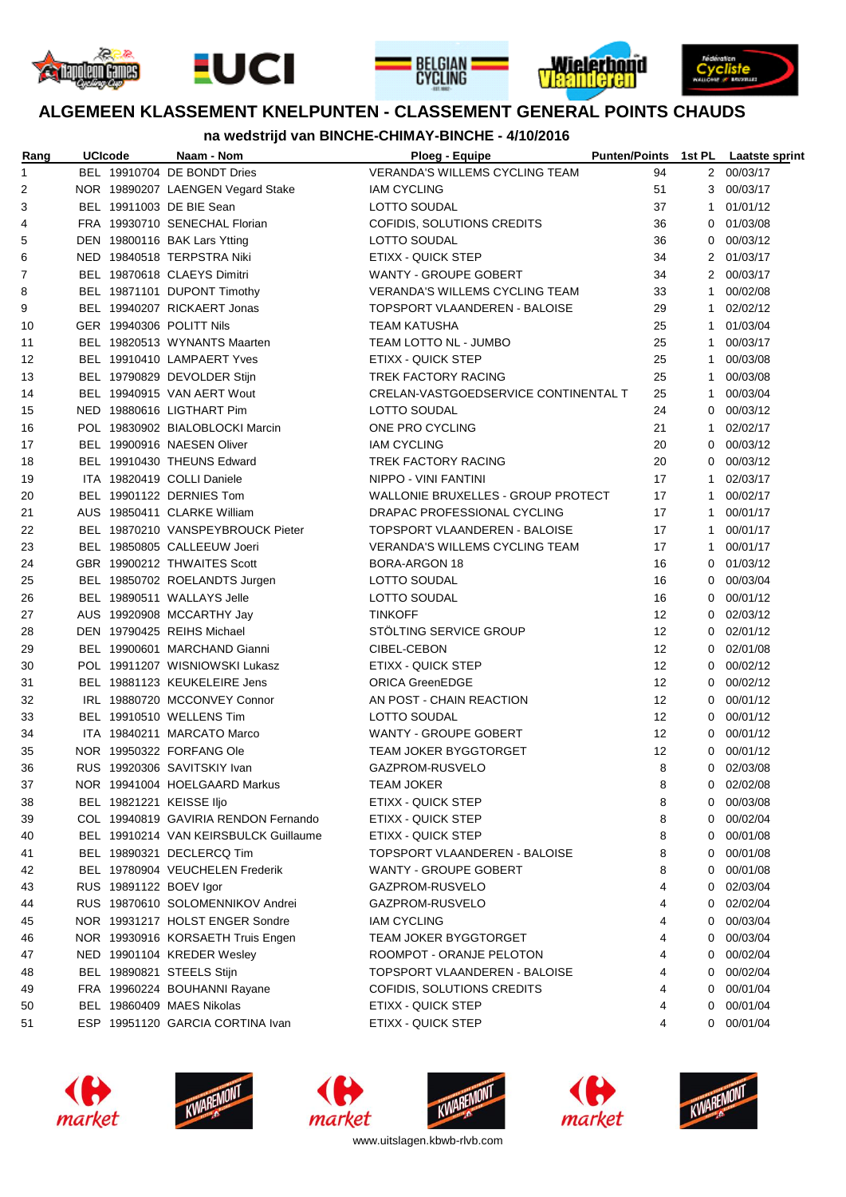# ALGEMEEN KLASSEMENT KNELPUNTEN - CLASSEMENT GENERAL POINTS CHAUDS

## na wedstrijd van BINCHE-CHIMAY-BINCHE - 4/10/2016

| Rang | UCIcode | | Naam - Nom | Ploeg - Equipe | Punten/Points | 1st PL | Laatste sprint |
|---|---|---|---|---|---|---|---|
| 1 | BEL | 19910704 | DE BONDT Dries | VERANDA'S WILLEMS CYCLING TEAM | 94 | 2 | 00/03/17 |
| 2 | NOR | 19890207 | LAENGEN Vegard Stake | IAM CYCLING | 51 | 3 | 00/03/17 |
| 3 | BEL | 19911003 | DE BIE Sean | LOTTO SOUDAL | 37 | 1 | 01/01/12 |
| 4 | FRA | 19930710 | SENECHAL Florian | COFIDIS, SOLUTIONS CREDITS | 36 | 0 | 01/03/08 |
| 5 | DEN | 19800116 | BAK Lars Ytting | LOTTO SOUDAL | 36 | 0 | 00/03/12 |
| 6 | NED | 19840518 | TERPSTRA Niki | ETIXX - QUICK STEP | 34 | 2 | 01/03/17 |
| 7 | BEL | 19870618 | CLAEYS Dimitri | WANTY - GROUPE GOBERT | 34 | 2 | 00/03/17 |
| 8 | BEL | 19871101 | DUPONT Timothy | VERANDA'S WILLEMS CYCLING TEAM | 33 | 1 | 00/02/08 |
| 9 | BEL | 19940207 | RICKAERT Jonas | TOPSPORT VLAANDEREN - BALOISE | 29 | 1 | 02/02/12 |
| 10 | GER | 19940306 | POLITT Nils | TEAM KATUSHA | 25 | 1 | 01/03/04 |
| 11 | BEL | 19820513 | WYNANTS Maarten | TEAM LOTTO NL - JUMBO | 25 | 1 | 00/03/17 |
| 12 | BEL | 19910410 | LAMPAERT Yves | ETIXX - QUICK STEP | 25 | 1 | 00/03/08 |
| 13 | BEL | 19790829 | DEVOLDER Stijn | TREK FACTORY RACING | 25 | 1 | 00/03/08 |
| 14 | BEL | 19940915 | VAN AERT Wout | CRELAN-VASTGOEDSERVICE CONTINENTAL T | 25 | 1 | 00/03/04 |
| 15 | NED | 19880616 | LIGTHART Pim | LOTTO SOUDAL | 24 | 0 | 00/03/12 |
| 16 | POL | 19830902 | BIALOBLOCKI Marcin | ONE PRO CYCLING | 21 | 1 | 02/02/17 |
| 17 | BEL | 19900916 | NAESEN Oliver | IAM CYCLING | 20 | 0 | 00/03/12 |
| 18 | BEL | 19910430 | THEUNS Edward | TREK FACTORY RACING | 20 | 0 | 00/03/12 |
| 19 | ITA | 19820419 | COLLI Daniele | NIPPO - VINI FANTINI | 17 | 1 | 02/03/17 |
| 20 | BEL | 19901122 | DERNIES Tom | WALLONIE BRUXELLES - GROUP PROTECT | 17 | 1 | 00/02/17 |
| 21 | AUS | 19850411 | CLARKE William | DRAPAC PROFESSIONAL CYCLING | 17 | 1 | 00/01/17 |
| 22 | BEL | 19870210 | VANSPEYBROUCK Pieter | TOPSPORT VLAANDEREN - BALOISE | 17 | 1 | 00/01/17 |
| 23 | BEL | 19850805 | CALLEEUW Joeri | VERANDA'S WILLEMS CYCLING TEAM | 17 | 1 | 00/01/17 |
| 24 | GBR | 19900212 | THWAITES Scott | BORA-ARGON 18 | 16 | 0 | 01/03/12 |
| 25 | BEL | 19850702 | ROELANDTS Jurgen | LOTTO SOUDAL | 16 | 0 | 00/03/04 |
| 26 | BEL | 19890511 | WALLAYS Jelle | LOTTO SOUDAL | 16 | 0 | 00/01/12 |
| 27 | AUS | 19920908 | MCCARTHY Jay | TINKOFF | 12 | 0 | 02/03/12 |
| 28 | DEN | 19790425 | REIHS Michael | STÖLTING SERVICE GROUP | 12 | 0 | 02/01/12 |
| 29 | BEL | 19900601 | MARCHAND Gianni | CIBEL-CEBON | 12 | 0 | 02/01/08 |
| 30 | POL | 19911207 | WISNIOWSKI Lukasz | ETIXX - QUICK STEP | 12 | 0 | 00/02/12 |
| 31 | BEL | 19881123 | KEUKELEIRE Jens | ORICA GreenEDGE | 12 | 0 | 00/02/12 |
| 32 | IRL | 19880720 | MCCONVEY Connor | AN POST - CHAIN REACTION | 12 | 0 | 00/01/12 |
| 33 | BEL | 19910510 | WELLENS Tim | LOTTO SOUDAL | 12 | 0 | 00/01/12 |
| 34 | ITA | 19840211 | MARCATO Marco | WANTY - GROUPE GOBERT | 12 | 0 | 00/01/12 |
| 35 | NOR | 19950322 | FORFANG Ole | TEAM JOKER BYGGTORGET | 12 | 0 | 00/01/12 |
| 36 | RUS | 19920306 | SAVITSKIY Ivan | GAZPROM-RUSVELO | 8 | 0 | 02/03/08 |
| 37 | NOR | 19941004 | HOELGAARD Markus | TEAM JOKER | 8 | 0 | 02/02/08 |
| 38 | BEL | 19821221 | KEISSE Iljo | ETIXX - QUICK STEP | 8 | 0 | 00/03/08 |
| 39 | COL | 19940819 | GAVIRIA RENDON Fernando | ETIXX - QUICK STEP | 8 | 0 | 00/02/04 |
| 40 | BEL | 19910214 | VAN KEIRSBULCK Guillaume | ETIXX - QUICK STEP | 8 | 0 | 00/01/08 |
| 41 | BEL | 19890321 | DECLERCQ Tim | TOPSPORT VLAANDEREN - BALOISE | 8 | 0 | 00/01/08 |
| 42 | BEL | 19780904 | VEUCHELEN Frederik | WANTY - GROUPE GOBERT | 8 | 0 | 00/01/08 |
| 43 | RUS | 19891122 | BOEV Igor | GAZPROM-RUSVELO | 4 | 0 | 02/03/04 |
| 44 | RUS | 19870610 | SOLOMENNIKOV Andrei | GAZPROM-RUSVELO | 4 | 0 | 02/02/04 |
| 45 | NOR | 19931217 | HOLST ENGER Sondre | IAM CYCLING | 4 | 0 | 00/03/04 |
| 46 | NOR | 19930916 | KORSAETH Truis Engen | TEAM JOKER BYGGTORGET | 4 | 0 | 00/03/04 |
| 47 | NED | 19901104 | KREDER Wesley | ROOMPOT - ORANJE PELOTON | 4 | 0 | 00/02/04 |
| 48 | BEL | 19890821 | STEELS Stijn | TOPSPORT VLAANDEREN - BALOISE | 4 | 0 | 00/02/04 |
| 49 | FRA | 19960224 | BOUHANNI Rayane | COFIDIS, SOLUTIONS CREDITS | 4 | 0 | 00/01/04 |
| 50 | BEL | 19860409 | MAES Nikolas | ETIXX - QUICK STEP | 4 | 0 | 00/01/04 |
| 51 | ESP | 19951120 | GARCIA CORTINA Ivan | ETIXX - QUICK STEP | 4 | 0 | 00/01/04 |

www.uitslagen.kbwb-rlvb.com